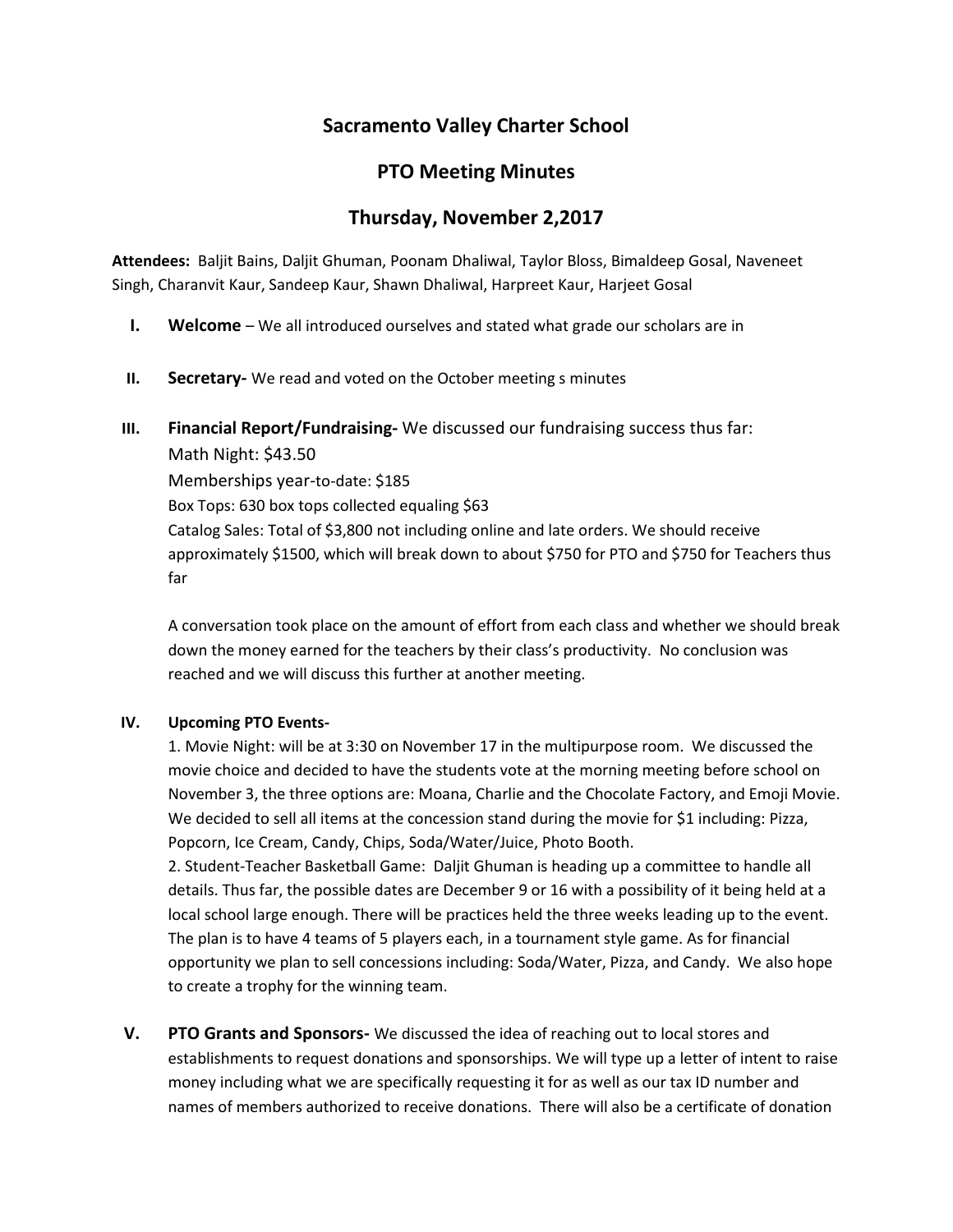# Sacramento Valley Charter School

## PTO Meeting Minutes

## Thursday, November 2,2017

**Attendees:** Baljit Bains, Daljit Ghuman, Poonam Dhaliwal, Taylor Bloss, Bimaldeep Gosal, Naveneet Singh, Charanvit Kaur, Sandeep Kaur, Shawn Dhaliwal, Harpreet Kaur, Harjeet Gosal

I. **Welcome** – We all introduced ourselves and stated what grade our scholars are in

II. **Secretary-** We read and voted on the October meeting s minutes

III. **Financial Report/Fundraising-** We discussed our fundraising success thus far:

Math Night: $43.50

Memberships year-to-date: $185

Box Tops: 630 box tops collected equaling $63

Catalog Sales: Total of $3,800 not including online and late orders. We should receive approximately $1500, which will break down to about $750 for PTO and $750 for Teachers thus far

A conversation took place on the amount of effort from each class and whether we should break down the money earned for the teachers by their class's productivity. No conclusion was reached and we will discuss this further at another meeting.

IV. **Upcoming PTO Events-**

1. Movie Night: will be at 3:30 on November 17 in the multipurpose room. We discussed the movie choice and decided to have the students vote at the morning meeting before school on November 3, the three options are: Moana, Charlie and the Chocolate Factory, and Emoji Movie. We decided to sell all items at the concession stand during the movie for $1 including: Pizza, Popcorn, Ice Cream, Candy, Chips, Soda/Water/Juice, Photo Booth.

2. Student-Teacher Basketball Game: Daljit Ghuman is heading up a committee to handle all details. Thus far, the possible dates are December 9 or 16 with a possibility of it being held at a local school large enough. There will be practices held the three weeks leading up to the event. The plan is to have 4 teams of 5 players each, in a tournament style game. As for financial opportunity we plan to sell concessions including: Soda/Water, Pizza, and Candy. We also hope to create a trophy for the winning team.

V. **PTO Grants and Sponsors-** We discussed the idea of reaching out to local stores and establishments to request donations and sponsorships. We will type up a letter of intent to raise money including what we are specifically requesting it for as well as our tax ID number and names of members authorized to receive donations. There will also be a certificate of donation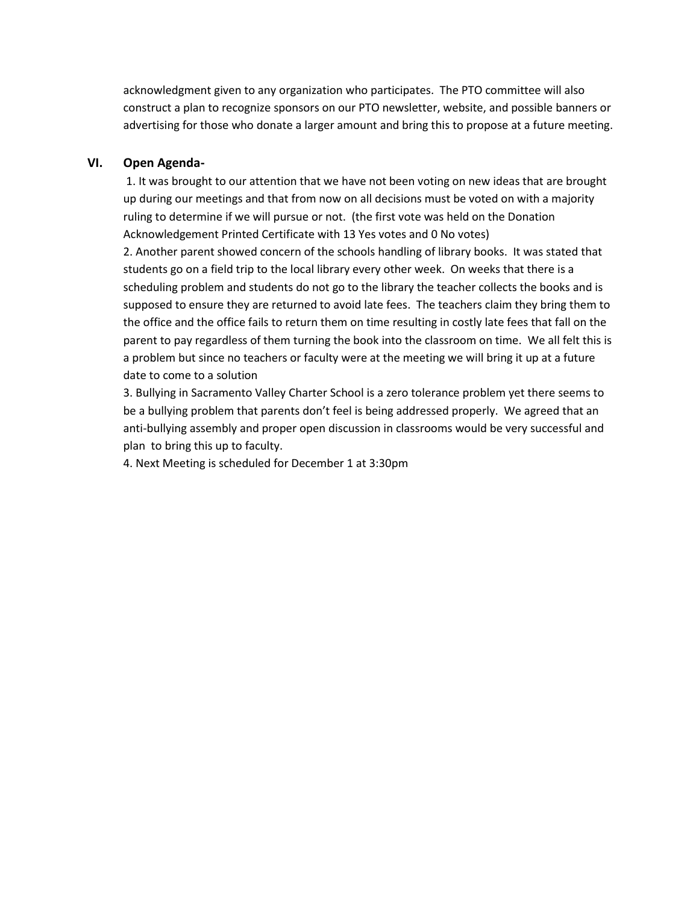acknowledgment given to any organization who participates. The PTO committee will also construct a plan to recognize sponsors on our PTO newsletter, website, and possible banners or advertising for those who donate a larger amount and bring this to propose at a future meeting.

## VI. Open Agenda-

1. It was brought to our attention that we have not been voting on new ideas that are brought up during our meetings and that from now on all decisions must be voted on with a majority ruling to determine if we will pursue or not. (the first vote was held on the Donation Acknowledgement Printed Certificate with 13 Yes votes and 0 No votes)
2. Another parent showed concern of the schools handling of library books. It was stated that students go on a field trip to the local library every other week. On weeks that there is a scheduling problem and students do not go to the library the teacher collects the books and is supposed to ensure they are returned to avoid late fees. The teachers claim they bring them to the office and the office fails to return them on time resulting in costly late fees that fall on the parent to pay regardless of them turning the book into the classroom on time. We all felt this is a problem but since no teachers or faculty were at the meeting we will bring it up at a future date to come to a solution
3. Bullying in Sacramento Valley Charter School is a zero tolerance problem yet there seems to be a bullying problem that parents don't feel is being addressed properly. We agreed that an anti-bullying assembly and proper open discussion in classrooms would be very successful and plan to bring this up to faculty.
4. Next Meeting is scheduled for December 1 at 3:30pm